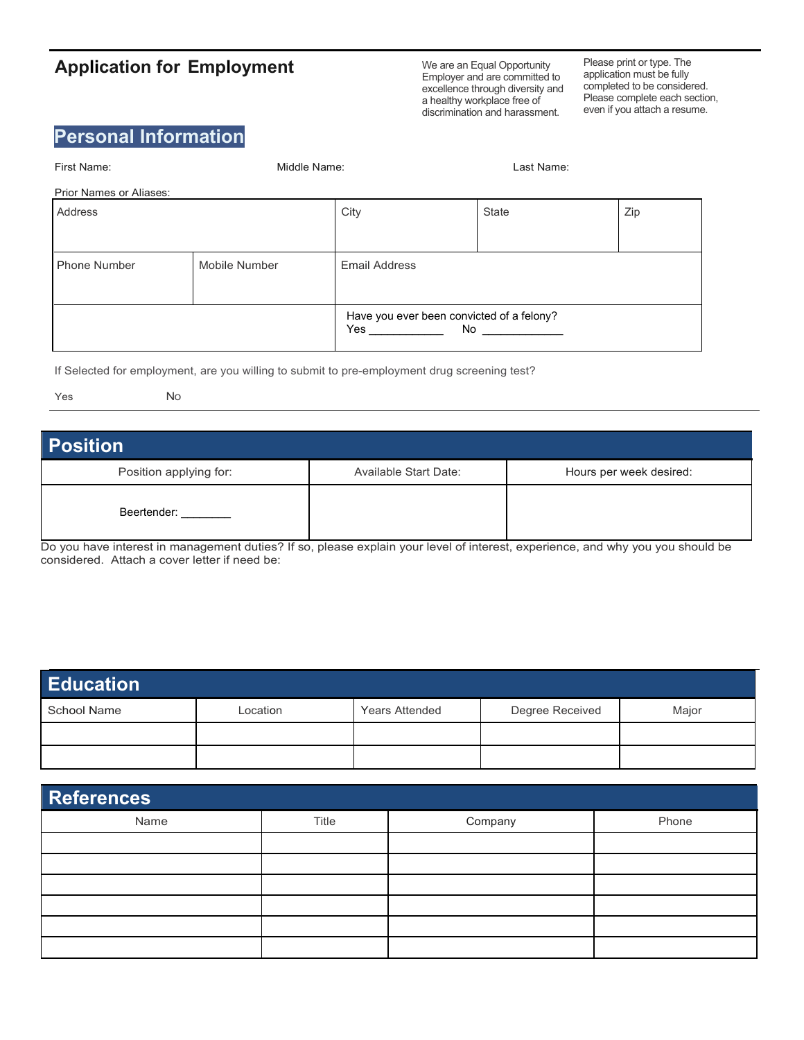# Application for Employment

We are an Equal Opportunity Employer and are committed to excellence through diversity and a healthy workplace free of discrimination and harassment.

Please print or type. The application must be fully completed to be considered. Please complete each section, even if you attach a resume.

## Personal Information

First Name: Middle Name: Last Name:

Prior Names or Aliases:

| Address | | City | State | Zip |
|---|---|---|---|---|
| Phone Number | Mobile Number | Email Address | | |
| | | Have you ever been convicted of a felony? Yes ___________ No ____________ | | |

If Selected for employment, are you willing to submit to pre-employment drug screening test?

Yes No

## Position

| Position applying for: | Available Start Date: | Hours per week desired: |
|---|---|---|
| Beertender: _______ | | |

Do you have interest in management duties? If so, please explain your level of interest, experience, and why you you should be considered. Attach a cover letter if need be:

## Education

| School Name | Location | Years Attended | Degree Received | Major |
|---|---|---|---|---|
| | | | | |
| | | | | |

## References

| Name | Title | Company | Phone |
|---|---|---|---|
| | | | |
| | | | |
| | | | |
| | | | |
| | | | |
| | | | |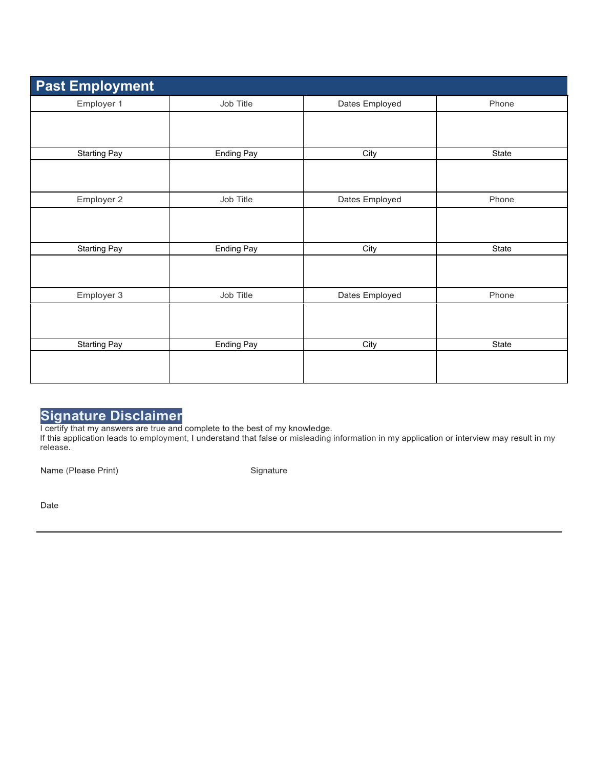## Past Employment

| | | | |
|---|---|---|---|
| Employer 1 | Job Title | Dates Employed | Phone |
| | | | |
| Starting Pay | Ending Pay | City | State |
| | | | |
| Employer 2 | Job Title | Dates Employed | Phone |
| | | | |
| Starting Pay | Ending Pay | City | State |
| | | | |
| Employer 3 | Job Title | Dates Employed | Phone |
| | | | |
| Starting Pay | Ending Pay | City | State |
| | | | |

## Signature Disclaimer

I certify that my answers are true and complete to the best of my knowledge.
If this application leads to employment, I understand that false or misleading information in my application or interview may result in my release.

Name (Please Print) Signature

Date